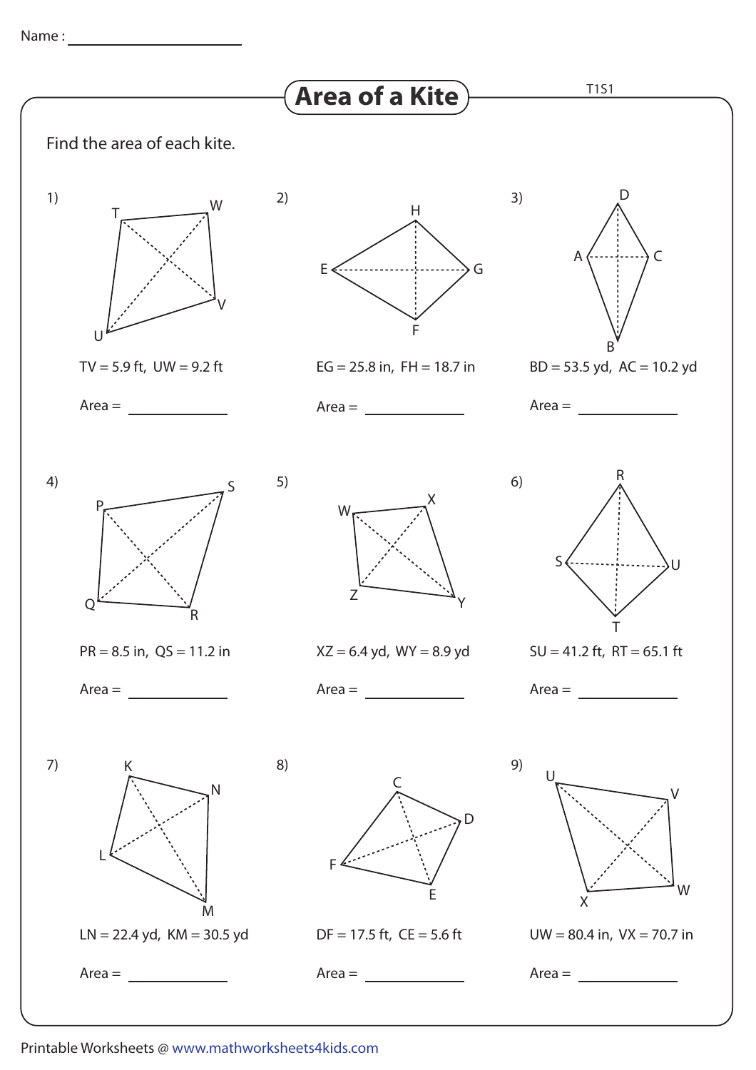Name :

# Area of a Kite

T1S1

Find the area of each kite.

1) TV = 5.9 ft, UW = 9.2 ft

Area = ____________

2) EG = 25.8 in, FH = 18.7 in

Area = ____________

3) BD = 53.5 yd, AC = 10.2 yd

Area = ____________

4) PR = 8.5 in, QS = 11.2 in

Area = ____________

5) XZ = 6.4 yd, WY = 8.9 yd

Area = ____________

6) SU = 41.2 ft, RT = 65.1 ft

Area = ____________

7) LN = 22.4 yd, KM = 30.5 yd

Area = ____________

8) DF = 17.5 ft, CE = 5.6 ft

Area = ____________

9) UW = 80.4 in, VX = 70.7 in

Area = ____________

Printable Worksheets @ www.mathworksheets4kids.com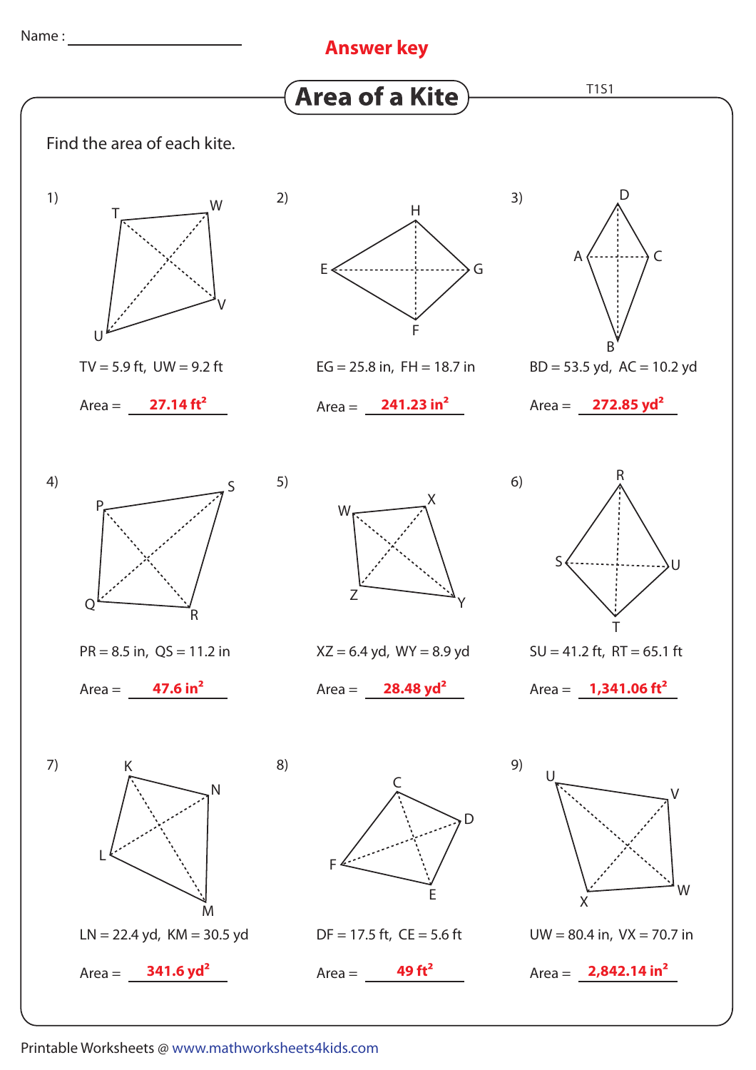Name : ____________________

**Answer key**

# Area of a Kite

T1S1

Find the area of each kite.

1) TV = 5.9 ft, UW = 9.2 ft

Area = **27.14 ft²**

2) EG = 25.8 in, FH = 18.7 in

Area = **241.23 in²**

3) BD = 53.5 yd, AC = 10.2 yd

Area = **272.85 yd²**

4) PR = 8.5 in, QS = 11.2 in

Area = **47.6 in²**

5) XZ = 6.4 yd, WY = 8.9 yd

Area = **28.48 yd²**

6) SU = 41.2 ft, RT = 65.1 ft

Area = **1,341.06 ft²**

7) LN = 22.4 yd, KM = 30.5 yd

Area = **341.6 yd²**

8) DF = 17.5 ft, CE = 5.6 ft

Area = **49 ft²**

9) UW = 80.4 in, VX = 70.7 in

Area = **2,842.14 in²**

Printable Worksheets @ www.mathworksheets4kids.com